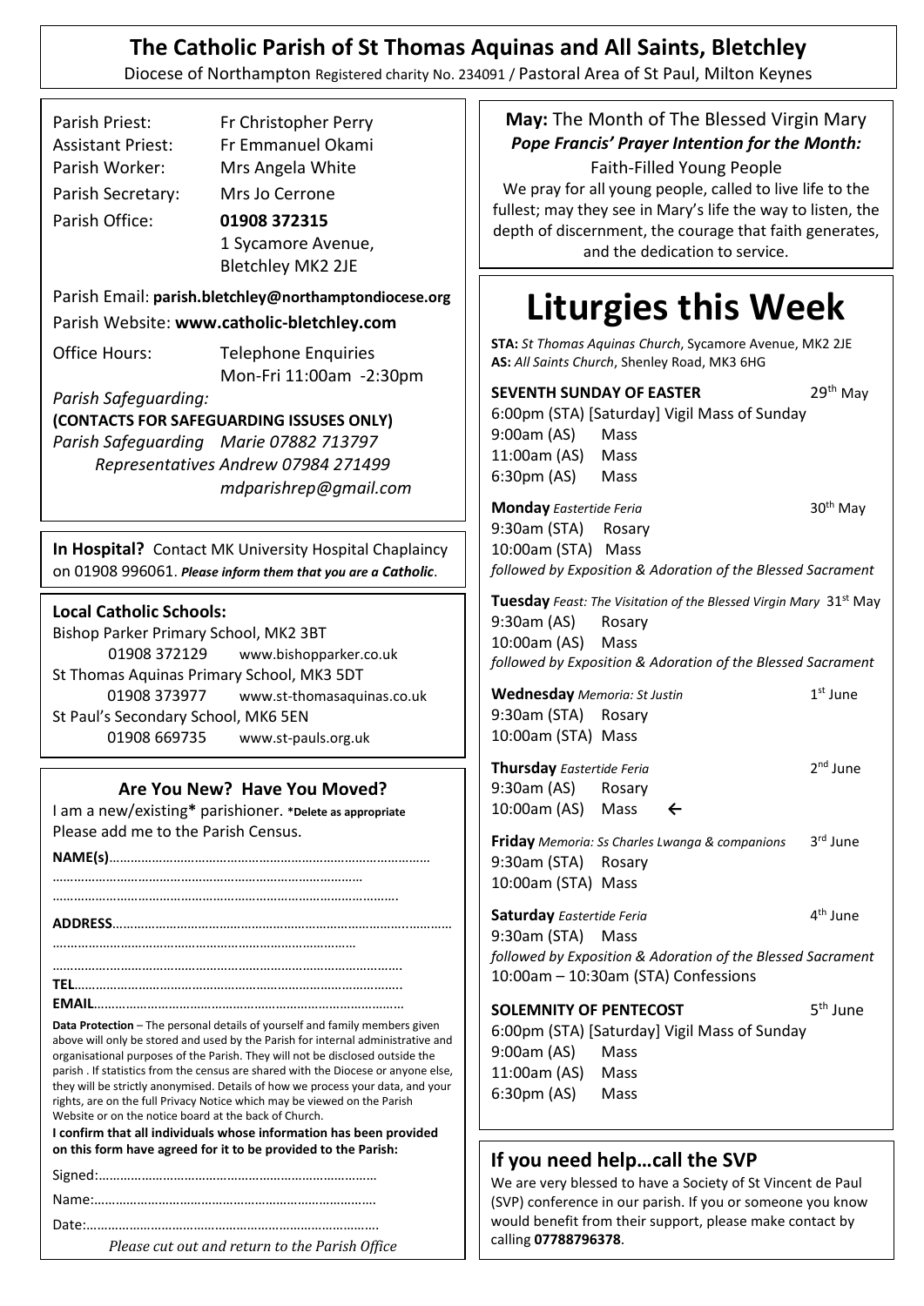# The Catholic Parish of St Thomas Aquinas and All Saints, Bletchley

Diocese of Northampton Registered charity No. 234091 / Pastoral Area of St Paul, Milton Keynes

Parish Priest: Fr Christopher Perry
Assistant Priest: Fr Emmanuel Okami
Parish Worker: Mrs Angela White
Parish Secretary: Mrs Jo Cerrone
Parish Office: **01908 372315**
1 Sycamore Avenue, Bletchley MK2 2JE

Parish Email: **parish.bletchley@northamptondiocese.org**
Parish Website: **www.catholic-bletchley.com**

Office Hours: Telephone Enquiries
Mon-Fri 11:00am -2:30pm

*Parish Safeguarding:*
**(CONTACTS FOR SAFEGUARDING ISSUSES ONLY)**
*Parish Safeguarding Marie 07882 713797*
*Representatives Andrew 07984 271499*
*mdparishrep@gmail.com*

**In Hospital?** Contact MK University Hospital Chaplaincy on 01908 996061. ***Please inform them that you are a Catholic.***

**Local Catholic Schools:**
Bishop Parker Primary School, MK2 3BT
01908 372129 www.bishopparker.co.uk
St Thomas Aquinas Primary School, MK3 5DT
01908 373977 www.st-thomasaquinas.co.uk
St Paul's Secondary School, MK6 5EN
01908 669735 www.st-pauls.org.uk

## Are You New? Have You Moved?

I am a new/existing* parishioner. **\*Delete as appropriate**
Please add me to the Parish Census.

**NAME(s)**………………………………………………………………………………
……………………………………………………………………………
……………………………………………………………………………………

**ADDRESS**……………………………………………………………………………
……………………………………………………………………………
……………………………………………………………………………………
**TEL**……………………………………………………………………………………
**EMAIL**…………………………………………………………………………………

**Data Protection** – The personal details of yourself and family members given above will only be stored and used by the Parish for internal administrative and organisational purposes of the Parish. They will not be disclosed outside the parish . If statistics from the census are shared with the Diocese or anyone else, they will be strictly anonymised. Details of how we process your data, and your rights, are on the full Privacy Notice which may be viewed on the Parish Website or on the notice board at the back of Church.

**I confirm that all individuals whose information has been provided on this form have agreed for it to be provided to the Parish:**

Signed:……………………………………………………………………
Name:………………………………………………………………………
Date:…………………………………………………………………………

*Please cut out and return to the Parish Office*

**May:** The Month of The Blessed Virgin Mary
***Pope Francis' Prayer Intention for the Month:***
Faith-Filled Young People
We pray for all young people, called to live life to the fullest; may they see in Mary's life the way to listen, the depth of discernment, the courage that faith generates, and the dedication to service.

# Liturgies this Week

**STA:** *St Thomas Aquinas Church*, Sycamore Avenue, MK2 2JE
**AS:** *All Saints Church*, Shenley Road, MK3 6HG

**SEVENTH SUNDAY OF EASTER** 29th May
6:00pm (STA) [Saturday] Vigil Mass of Sunday
9:00am (AS) Mass
11:00am (AS) Mass
6:30pm (AS) Mass

**Monday** *Eastertide Feria* 30th May
9:30am (STA) Rosary
10:00am (STA) Mass
*followed by Exposition & Adoration of the Blessed Sacrament*

**Tuesday** *Feast: The Visitation of the Blessed Virgin Mary* 31st May
9:30am (AS) Rosary
10:00am (AS) Mass
*followed by Exposition & Adoration of the Blessed Sacrament*

**Wednesday** *Memoria: St Justin* 1st June
9:30am (STA) Rosary
10:00am (STA) Mass

**Thursday** *Eastertide Feria* 2nd June
9:30am (AS) Rosary
10:00am (AS) Mass ←

**Friday** *Memoria: Ss Charles Lwanga & companions* 3rd June
9:30am (STA) Rosary
10:00am (STA) Mass

**Saturday** *Eastertide Feria* 4th June
9:30am (STA) Mass
*followed by Exposition & Adoration of the Blessed Sacrament*
10:00am – 10:30am (STA) Confessions

**SOLEMNITY OF PENTECOST** 5th June
6:00pm (STA) [Saturday] Vigil Mass of Sunday
9:00am (AS) Mass
11:00am (AS) Mass
6:30pm (AS) Mass

## If you need help…call the SVP

We are very blessed to have a Society of St Vincent de Paul (SVP) conference in our parish. If you or someone you know would benefit from their support, please make contact by calling **07788796378**.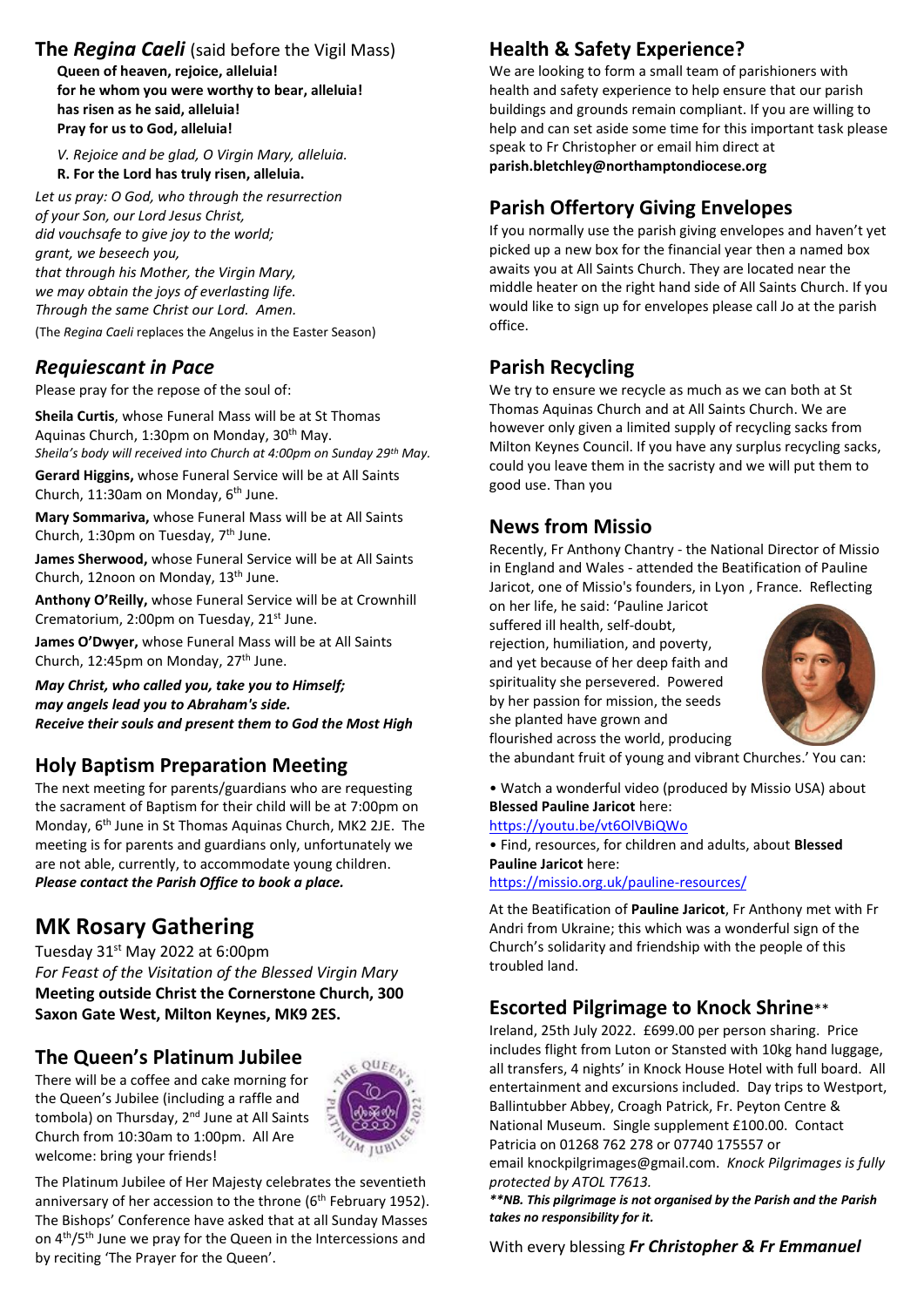## The *Regina Caeli* (said before the Vigil Mass)

**Queen of heaven, rejoice, alleluia!**
**for he whom you were worthy to bear, alleluia!**
**has risen as he said, alleluia!**
**Pray for us to God, alleluia!**

*V. Rejoice and be glad, O Virgin Mary, alleluia.*
**R. For the Lord has truly risen, alleluia.**

*Let us pray: O God, who through the resurrection of your Son, our Lord Jesus Christ, did vouchsafe to give joy to the world; grant, we beseech you, that through his Mother, the Virgin Mary, we may obtain the joys of everlasting life. Through the same Christ our Lord. Amen.*

(The *Regina Caeli* replaces the Angelus in the Easter Season)

## *Requiescant in Pace*

Please pray for the repose of the soul of:

**Sheila Curtis**, whose Funeral Mass will be at St Thomas Aquinas Church, 1:30pm on Monday, 30th May.
*Sheila's body will received into Church at 4:00pm on Sunday 29th May.*

**Gerard Higgins,** whose Funeral Service will be at All Saints Church, 11:30am on Monday, 6th June.

**Mary Sommariva,** whose Funeral Mass will be at All Saints Church, 1:30pm on Tuesday, 7th June.

**James Sherwood,** whose Funeral Service will be at All Saints Church, 12noon on Monday, 13th June.

**Anthony O'Reilly,** whose Funeral Service will be at Crownhill Crematorium, 2:00pm on Tuesday, 21st June.

**James O'Dwyer,** whose Funeral Mass will be at All Saints Church, 12:45pm on Monday, 27th June.

***May Christ, who called you, take you to Himself;***
***may angels lead you to Abraham's side.***
***Receive their souls and present them to God the Most High***

## Holy Baptism Preparation Meeting

The next meeting for parents/guardians who are requesting the sacrament of Baptism for their child will be at 7:00pm on Monday, 6th June in St Thomas Aquinas Church, MK2 2JE. The meeting is for parents and guardians only, unfortunately we are not able, currently, to accommodate young children. ***Please contact the Parish Office to book a place.***

# MK Rosary Gathering

Tuesday 31st May 2022 at 6:00pm
*For Feast of the Visitation of the Blessed Virgin Mary*
**Meeting outside Christ the Cornerstone Church, 300 Saxon Gate West, Milton Keynes, MK9 2ES.**

## The Queen's Platinum Jubilee

There will be a coffee and cake morning for the Queen's Jubilee (including a raffle and tombola) on Thursday, 2nd June at All Saints Church from 10:30am to 1:00pm. All Are welcome: bring your friends!

The Platinum Jubilee of Her Majesty celebrates the seventieth anniversary of her accession to the throne (6th February 1952). The Bishops' Conference have asked that at all Sunday Masses on 4th/5th June we pray for the Queen in the Intercessions and by reciting 'The Prayer for the Queen'.

## Health & Safety Experience?

We are looking to form a small team of parishioners with health and safety experience to help ensure that our parish buildings and grounds remain compliant. If you are willing to help and can set aside some time for this important task please speak to Fr Christopher or email him direct at **parish.bletchley@northamptondiocese.org**

## Parish Offertory Giving Envelopes

If you normally use the parish giving envelopes and haven't yet picked up a new box for the financial year then a named box awaits you at All Saints Church. They are located near the middle heater on the right hand side of All Saints Church. If you would like to sign up for envelopes please call Jo at the parish office.

## Parish Recycling

We try to ensure we recycle as much as we can both at St Thomas Aquinas Church and at All Saints Church. We are however only given a limited supply of recycling sacks from Milton Keynes Council. If you have any surplus recycling sacks, could you leave them in the sacristy and we will put them to good use. Than you

## News from Missio

Recently, Fr Anthony Chantry - the National Director of Missio in England and Wales - attended the Beatification of Pauline Jaricot, one of Missio's founders, in Lyon , France. Reflecting on her life, he said: 'Pauline Jaricot suffered ill health, self-doubt, rejection, humiliation, and poverty, and yet because of her deep faith and spirituality she persevered. Powered by her passion for mission, the seeds she planted have grown and flourished across the world, producing the abundant fruit of young and vibrant Churches.' You can:

- Watch a wonderful video (produced by Missio USA) about **Blessed Pauline Jaricot** here: https://youtu.be/vt6OlVBiQWo
- Find, resources, for children and adults, about **Blessed Pauline Jaricot** here: https://missio.org.uk/pauline-resources/

At the Beatification of **Pauline Jaricot**, Fr Anthony met with Fr Andri from Ukraine; this which was a wonderful sign of the Church's solidarity and friendship with the people of this troubled land.

## Escorted Pilgrimage to Knock Shrine**

Ireland, 25th July 2022. £699.00 per person sharing. Price includes flight from Luton or Stansted with 10kg hand luggage, all transfers, 4 nights' in Knock House Hotel with full board. All entertainment and excursions included. Day trips to Westport, Ballintubber Abbey, Croagh Patrick, Fr. Peyton Centre & National Museum. Single supplement £100.00. Contact Patricia on 01268 762 278 or 07740 175557 or email knockpilgrimages@gmail.com. *Knock Pilgrimages is fully protected by ATOL T7613.*

***\*\*NB. This pilgrimage is not organised by the Parish and the Parish takes no responsibility for it.***

With every blessing ***Fr Christopher & Fr Emmanuel***